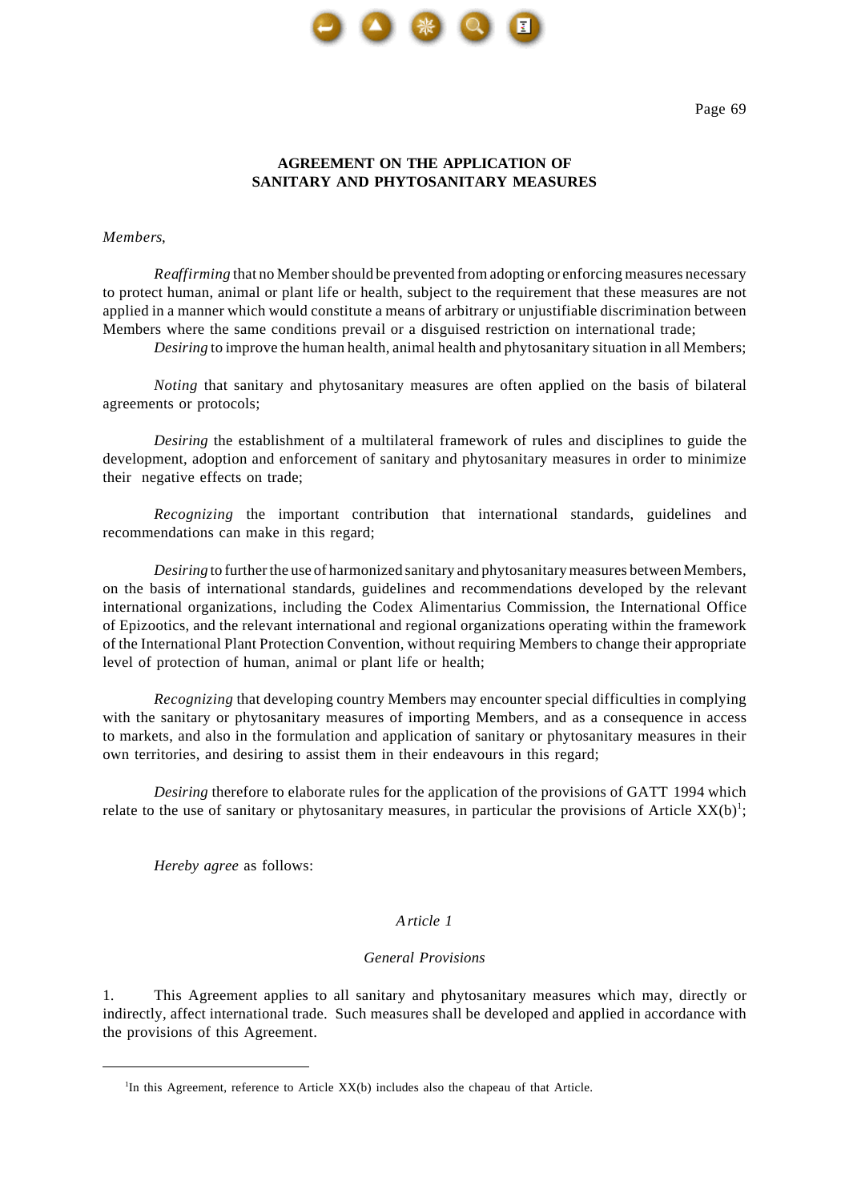# AGREEMENT ON THE APPLICATION OF SANITARY AND PHYTOSANITARY MEASURES

*Members*,

*Reaffirming* that no Member should be prevented from adopting or enforcing measures necessary to protect human, animal or plant life or health, subject to the requirement that these measures are not applied in a manner which would constitute a means of arbitrary or unjustifiable discrimination between Members where the same conditions prevail or a disguised restriction on international trade;

*Desiring* to improve the human health, animal health and phytosanitary situation in all Members;

*Noting* that sanitary and phytosanitary measures are often applied on the basis of bilateral agreements or protocols;

*Desiring* the establishment of a multilateral framework of rules and disciplines to guide the development, adoption and enforcement of sanitary and phytosanitary measures in order to minimize their negative effects on trade;

*Recognizing* the important contribution that international standards, guidelines and recommendations can make in this regard;

*Desiring* to further the use of harmonized sanitary and phytosanitary measures between Members, on the basis of international standards, guidelines and recommendations developed by the relevant international organizations, including the Codex Alimentarius Commission, the International Office of Epizootics, and the relevant international and regional organizations operating within the framework of the International Plant Protection Convention, without requiring Members to change their appropriate level of protection of human, animal or plant life or health;

*Recognizing* that developing country Members may encounter special difficulties in complying with the sanitary or phytosanitary measures of importing Members, and as a consequence in access to markets, and also in the formulation and application of sanitary or phytosanitary measures in their own territories, and desiring to assist them in their endeavours in this regard;

*Desiring* therefore to elaborate rules for the application of the provisions of GATT 1994 which relate to the use of sanitary or phytosanitary measures, in particular the provisions of Article XX(b)[1];

*Hereby agree* as follows:

## *Article 1*

### *General Provisions*

1. This Agreement applies to all sanitary and phytosanitary measures which may, directly or indirectly, affect international trade. Such measures shall be developed and applied in accordance with the provisions of this Agreement.

---

[1]In this Agreement, reference to Article XX(b) includes also the chapeau of that Article.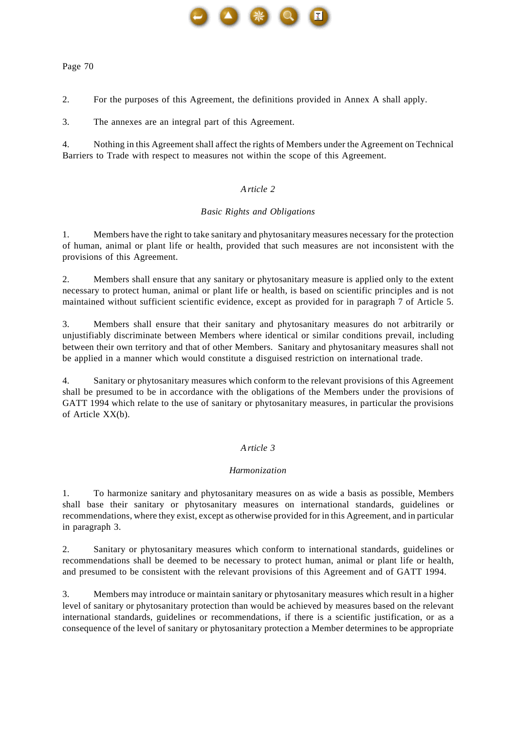2. For the purposes of this Agreement, the definitions provided in Annex A shall apply.

3. The annexes are an integral part of this Agreement.

4. Nothing in this Agreement shall affect the rights of Members under the Agreement on Technical Barriers to Trade with respect to measures not within the scope of this Agreement.

## *Article 2*

### *Basic Rights and Obligations*

1. Members have the right to take sanitary and phytosanitary measures necessary for the protection of human, animal or plant life or health, provided that such measures are not inconsistent with the provisions of this Agreement.

2. Members shall ensure that any sanitary or phytosanitary measure is applied only to the extent necessary to protect human, animal or plant life or health, is based on scientific principles and is not maintained without sufficient scientific evidence, except as provided for in paragraph 7 of Article 5.

3. Members shall ensure that their sanitary and phytosanitary measures do not arbitrarily or unjustifiably discriminate between Members where identical or similar conditions prevail, including between their own territory and that of other Members. Sanitary and phytosanitary measures shall not be applied in a manner which would constitute a disguised restriction on international trade.

4. Sanitary or phytosanitary measures which conform to the relevant provisions of this Agreement shall be presumed to be in accordance with the obligations of the Members under the provisions of GATT 1994 which relate to the use of sanitary or phytosanitary measures, in particular the provisions of Article XX(b).

## *Article 3*

### *Harmonization*

1. To harmonize sanitary and phytosanitary measures on as wide a basis as possible, Members shall base their sanitary or phytosanitary measures on international standards, guidelines or recommendations, where they exist, except as otherwise provided for in this Agreement, and in particular in paragraph 3.

2. Sanitary or phytosanitary measures which conform to international standards, guidelines or recommendations shall be deemed to be necessary to protect human, animal or plant life or health, and presumed to be consistent with the relevant provisions of this Agreement and of GATT 1994.

3. Members may introduce or maintain sanitary or phytosanitary measures which result in a higher level of sanitary or phytosanitary protection than would be achieved by measures based on the relevant international standards, guidelines or recommendations, if there is a scientific justification, or as a consequence of the level of sanitary or phytosanitary protection a Member determines to be appropriate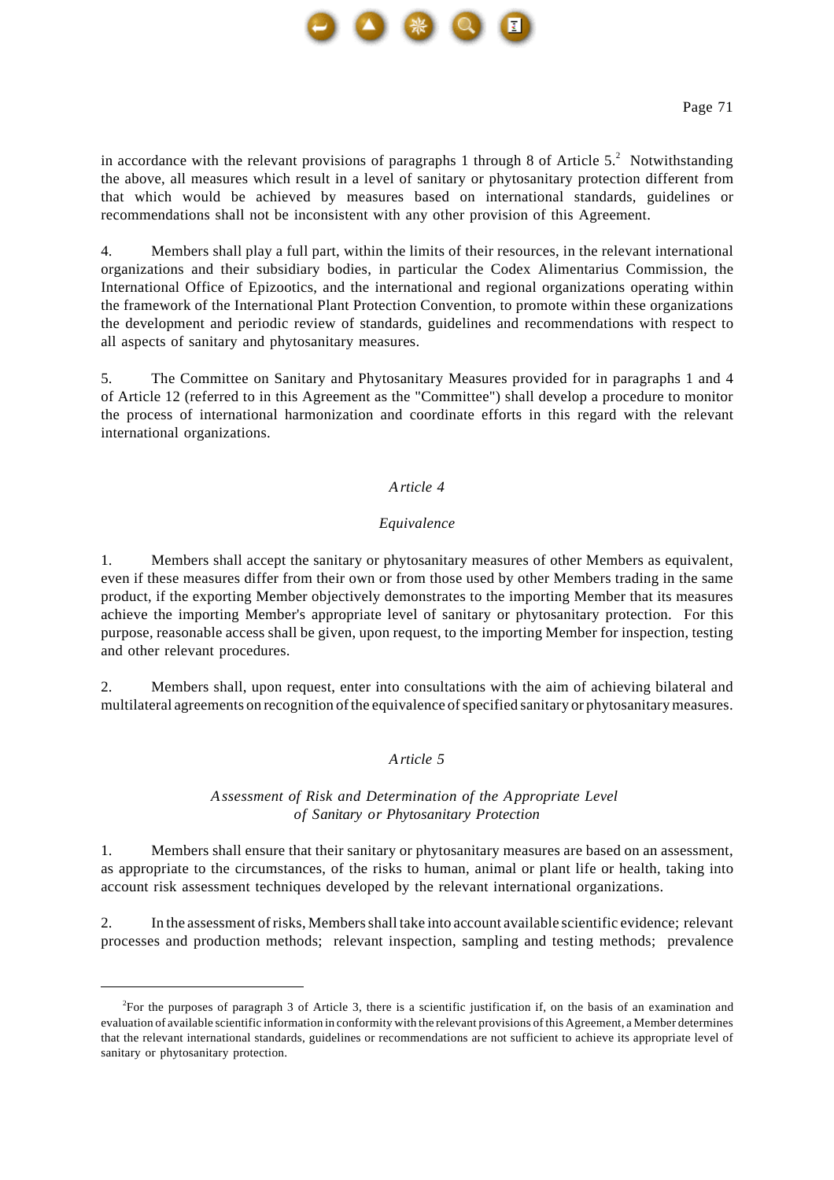in accordance with the relevant provisions of paragraphs 1 through 8 of Article 5.[2] Notwithstanding the above, all measures which result in a level of sanitary or phytosanitary protection different from that which would be achieved by measures based on international standards, guidelines or recommendations shall not be inconsistent with any other provision of this Agreement.

4. Members shall play a full part, within the limits of their resources, in the relevant international organizations and their subsidiary bodies, in particular the Codex Alimentarius Commission, the International Office of Epizootics, and the international and regional organizations operating within the framework of the International Plant Protection Convention, to promote within these organizations the development and periodic review of standards, guidelines and recommendations with respect to all aspects of sanitary and phytosanitary measures.

5. The Committee on Sanitary and Phytosanitary Measures provided for in paragraphs 1 and 4 of Article 12 (referred to in this Agreement as the "Committee") shall develop a procedure to monitor the process of international harmonization and coordinate efforts in this regard with the relevant international organizations.

## *Article 4*

### *Equivalence*

1. Members shall accept the sanitary or phytosanitary measures of other Members as equivalent, even if these measures differ from their own or from those used by other Members trading in the same product, if the exporting Member objectively demonstrates to the importing Member that its measures achieve the importing Member's appropriate level of sanitary or phytosanitary protection. For this purpose, reasonable access shall be given, upon request, to the importing Member for inspection, testing and other relevant procedures.

2. Members shall, upon request, enter into consultations with the aim of achieving bilateral and multilateral agreements on recognition of the equivalence of specified sanitary or phytosanitary measures.

## *Article 5*

### *Assessment of Risk and Determination of the Appropriate Level of Sanitary or Phytosanitary Protection*

1. Members shall ensure that their sanitary or phytosanitary measures are based on an assessment, as appropriate to the circumstances, of the risks to human, animal or plant life or health, taking into account risk assessment techniques developed by the relevant international organizations.

2. In the assessment of risks, Members shall take into account available scientific evidence; relevant processes and production methods; relevant inspection, sampling and testing methods; prevalence

---

[2]For the purposes of paragraph 3 of Article 3, there is a scientific justification if, on the basis of an examination and evaluation of available scientific information in conformity with the relevant provisions of this Agreement, a Member determines that the relevant international standards, guidelines or recommendations are not sufficient to achieve its appropriate level of sanitary or phytosanitary protection.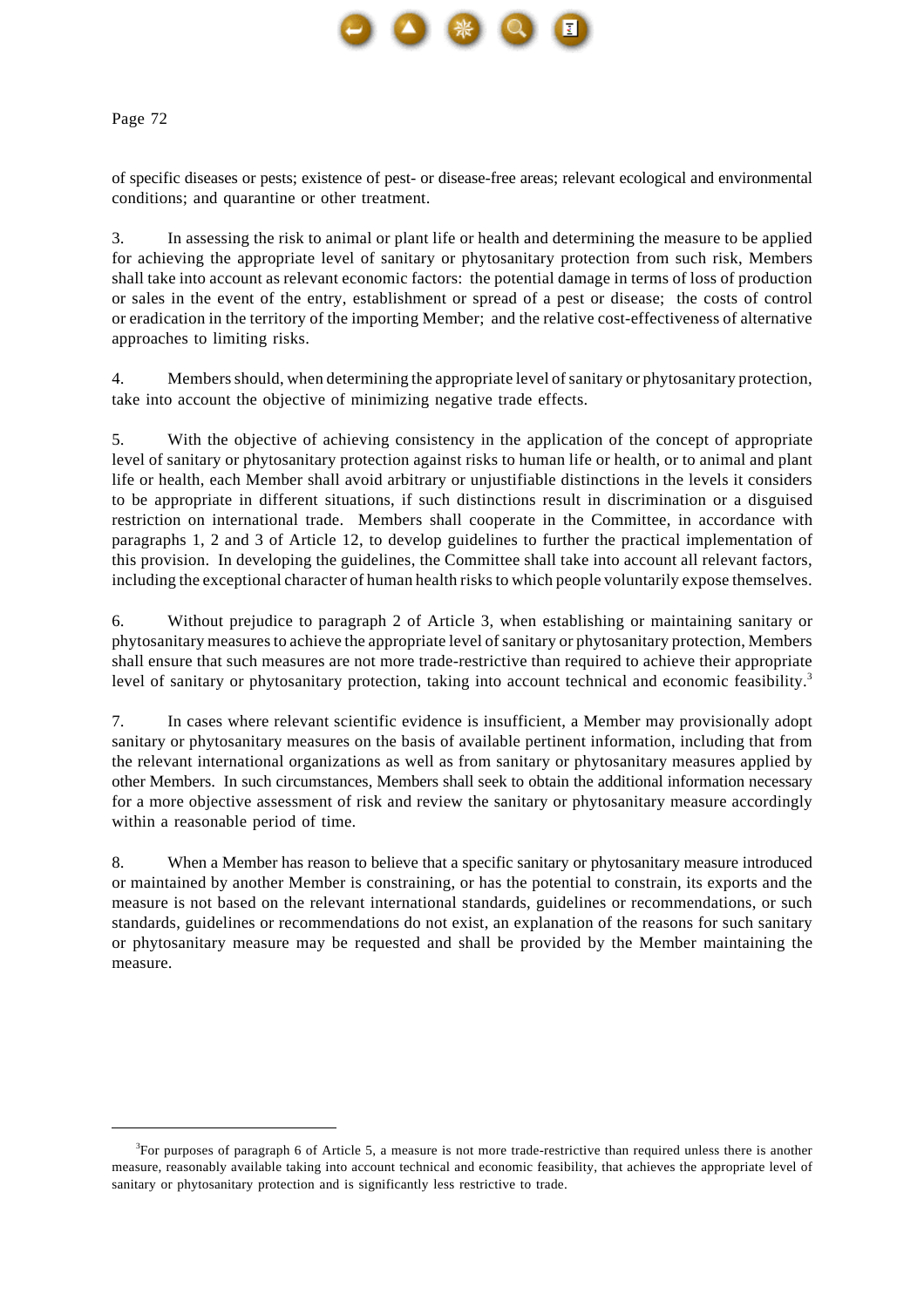of specific diseases or pests; existence of pest- or disease-free areas; relevant ecological and environmental conditions; and quarantine or other treatment.

3. In assessing the risk to animal or plant life or health and determining the measure to be applied for achieving the appropriate level of sanitary or phytosanitary protection from such risk, Members shall take into account as relevant economic factors: the potential damage in terms of loss of production or sales in the event of the entry, establishment or spread of a pest or disease; the costs of control or eradication in the territory of the importing Member; and the relative cost-effectiveness of alternative approaches to limiting risks.

4. Members should, when determining the appropriate level of sanitary or phytosanitary protection, take into account the objective of minimizing negative trade effects.

5. With the objective of achieving consistency in the application of the concept of appropriate level of sanitary or phytosanitary protection against risks to human life or health, or to animal and plant life or health, each Member shall avoid arbitrary or unjustifiable distinctions in the levels it considers to be appropriate in different situations, if such distinctions result in discrimination or a disguised restriction on international trade. Members shall cooperate in the Committee, in accordance with paragraphs 1, 2 and 3 of Article 12, to develop guidelines to further the practical implementation of this provision. In developing the guidelines, the Committee shall take into account all relevant factors, including the exceptional character of human health risks to which people voluntarily expose themselves.

6. Without prejudice to paragraph 2 of Article 3, when establishing or maintaining sanitary or phytosanitary measures to achieve the appropriate level of sanitary or phytosanitary protection, Members shall ensure that such measures are not more trade-restrictive than required to achieve their appropriate level of sanitary or phytosanitary protection, taking into account technical and economic feasibility.[3]

7. In cases where relevant scientific evidence is insufficient, a Member may provisionally adopt sanitary or phytosanitary measures on the basis of available pertinent information, including that from the relevant international organizations as well as from sanitary or phytosanitary measures applied by other Members. In such circumstances, Members shall seek to obtain the additional information necessary for a more objective assessment of risk and review the sanitary or phytosanitary measure accordingly within a reasonable period of time.

8. When a Member has reason to believe that a specific sanitary or phytosanitary measure introduced or maintained by another Member is constraining, or has the potential to constrain, its exports and the measure is not based on the relevant international standards, guidelines or recommendations, or such standards, guidelines or recommendations do not exist, an explanation of the reasons for such sanitary or phytosanitary measure may be requested and shall be provided by the Member maintaining the measure.

---

[3]For purposes of paragraph 6 of Article 5, a measure is not more trade-restrictive than required unless there is another measure, reasonably available taking into account technical and economic feasibility, that achieves the appropriate level of sanitary or phytosanitary protection and is significantly less restrictive to trade.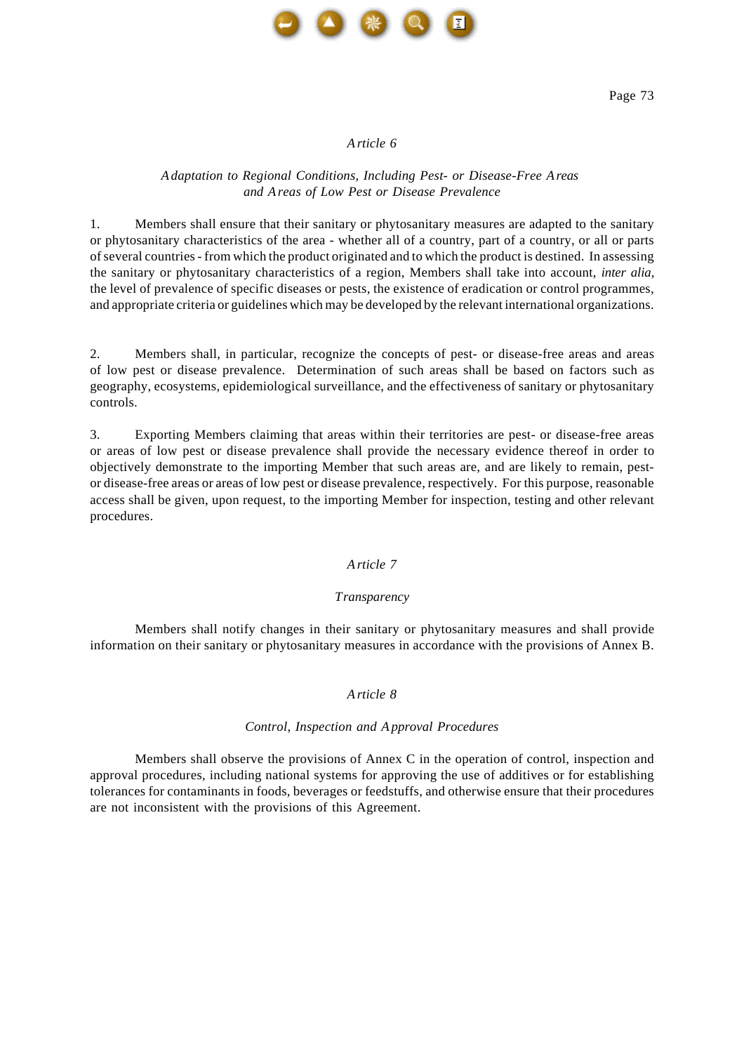## Article 6

### *Adaptation to Regional Conditions, Including Pest- or Disease-Free Areas and Areas of Low Pest or Disease Prevalence*

1. Members shall ensure that their sanitary or phytosanitary measures are adapted to the sanitary or phytosanitary characteristics of the area - whether all of a country, part of a country, or all or parts of several countries - from which the product originated and to which the product is destined. In assessing the sanitary or phytosanitary characteristics of a region, Members shall take into account, *inter alia*, the level of prevalence of specific diseases or pests, the existence of eradication or control programmes, and appropriate criteria or guidelines which may be developed by the relevant international organizations.

2. Members shall, in particular, recognize the concepts of pest- or disease-free areas and areas of low pest or disease prevalence. Determination of such areas shall be based on factors such as geography, ecosystems, epidemiological surveillance, and the effectiveness of sanitary or phytosanitary controls.

3. Exporting Members claiming that areas within their territories are pest- or disease-free areas or areas of low pest or disease prevalence shall provide the necessary evidence thereof in order to objectively demonstrate to the importing Member that such areas are, and are likely to remain, pest- or disease-free areas or areas of low pest or disease prevalence, respectively. For this purpose, reasonable access shall be given, upon request, to the importing Member for inspection, testing and other relevant procedures.

## Article 7

### *Transparency*

Members shall notify changes in their sanitary or phytosanitary measures and shall provide information on their sanitary or phytosanitary measures in accordance with the provisions of Annex B.

## Article 8

### *Control, Inspection and Approval Procedures*

Members shall observe the provisions of Annex C in the operation of control, inspection and approval procedures, including national systems for approving the use of additives or for establishing tolerances for contaminants in foods, beverages or feedstuffs, and otherwise ensure that their procedures are not inconsistent with the provisions of this Agreement.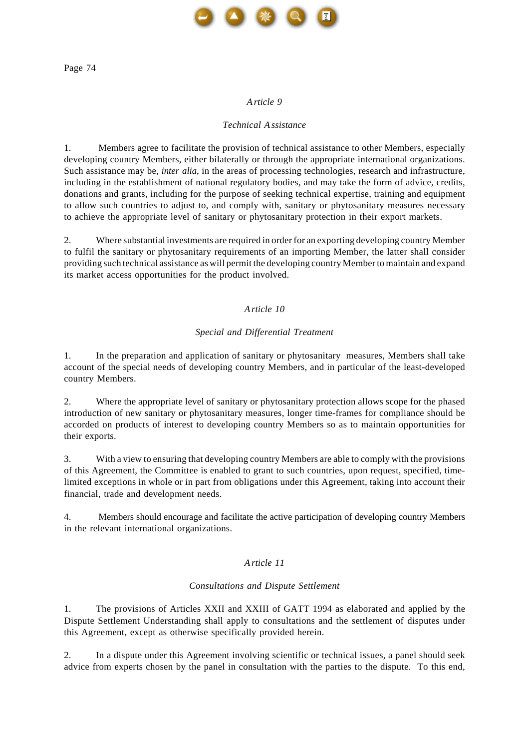*Article 9*

*Technical Assistance*

1. Members agree to facilitate the provision of technical assistance to other Members, especially developing country Members, either bilaterally or through the appropriate international organizations. Such assistance may be, *inter alia*, in the areas of processing technologies, research and infrastructure, including in the establishment of national regulatory bodies, and may take the form of advice, credits, donations and grants, including for the purpose of seeking technical expertise, training and equipment to allow such countries to adjust to, and comply with, sanitary or phytosanitary measures necessary to achieve the appropriate level of sanitary or phytosanitary protection in their export markets.

2. Where substantial investments are required in order for an exporting developing country Member to fulfil the sanitary or phytosanitary requirements of an importing Member, the latter shall consider providing such technical assistance as will permit the developing country Member to maintain and expand its market access opportunities for the product involved.

*Article 10*

*Special and Differential Treatment*

1. In the preparation and application of sanitary or phytosanitary measures, Members shall take account of the special needs of developing country Members, and in particular of the least-developed country Members.

2. Where the appropriate level of sanitary or phytosanitary protection allows scope for the phased introduction of new sanitary or phytosanitary measures, longer time-frames for compliance should be accorded on products of interest to developing country Members so as to maintain opportunities for their exports.

3. With a view to ensuring that developing country Members are able to comply with the provisions of this Agreement, the Committee is enabled to grant to such countries, upon request, specified, time-limited exceptions in whole or in part from obligations under this Agreement, taking into account their financial, trade and development needs.

4. Members should encourage and facilitate the active participation of developing country Members in the relevant international organizations.

*Article 11*

*Consultations and Dispute Settlement*

1. The provisions of Articles XXII and XXIII of GATT 1994 as elaborated and applied by the Dispute Settlement Understanding shall apply to consultations and the settlement of disputes under this Agreement, except as otherwise specifically provided herein.

2. In a dispute under this Agreement involving scientific or technical issues, a panel should seek advice from experts chosen by the panel in consultation with the parties to the dispute. To this end,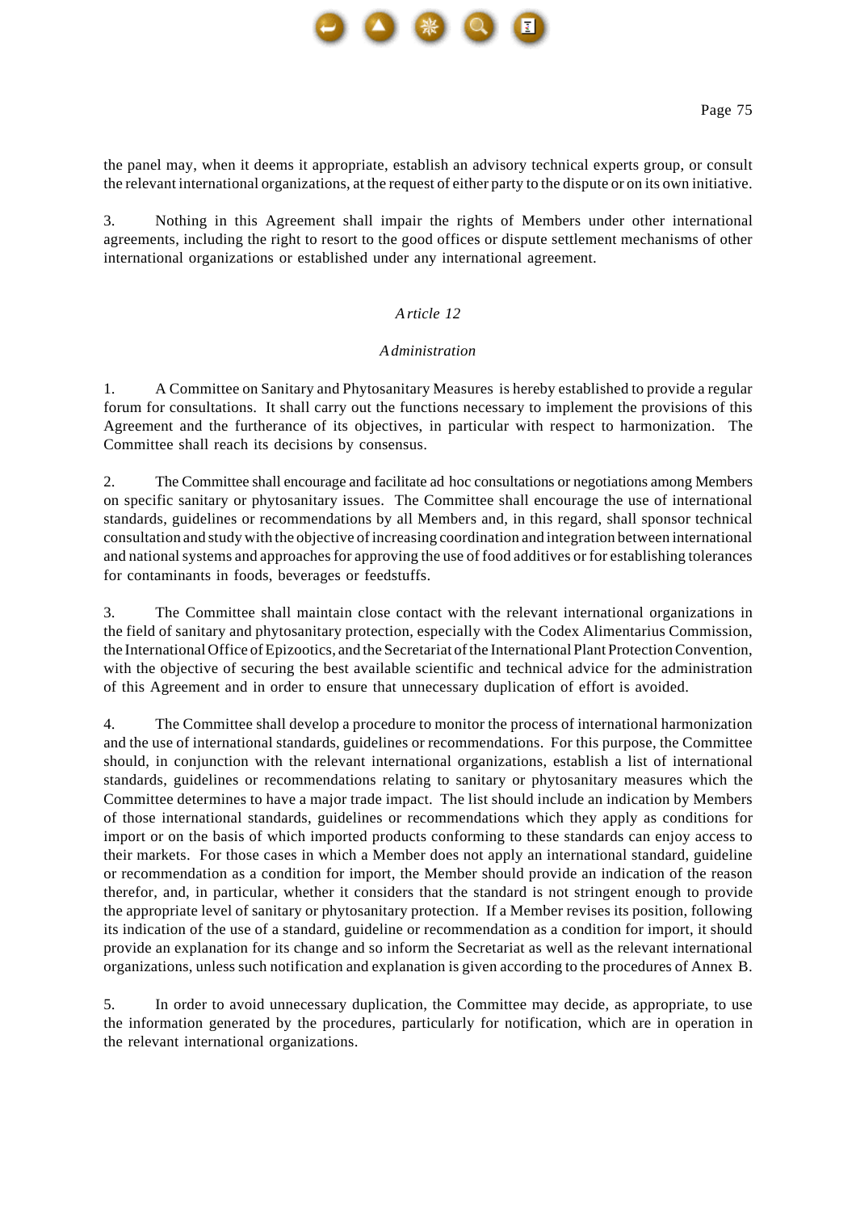the panel may, when it deems it appropriate, establish an advisory technical experts group, or consult the relevant international organizations, at the request of either party to the dispute or on its own initiative.

3. Nothing in this Agreement shall impair the rights of Members under other international agreements, including the right to resort to the good offices or dispute settlement mechanisms of other international organizations or established under any international agreement.

## *Article 12*

### *Administration*

1. A Committee on Sanitary and Phytosanitary Measures is hereby established to provide a regular forum for consultations. It shall carry out the functions necessary to implement the provisions of this Agreement and the furtherance of its objectives, in particular with respect to harmonization. The Committee shall reach its decisions by consensus.

2. The Committee shall encourage and facilitate ad hoc consultations or negotiations among Members on specific sanitary or phytosanitary issues. The Committee shall encourage the use of international standards, guidelines or recommendations by all Members and, in this regard, shall sponsor technical consultation and study with the objective of increasing coordination and integration between international and national systems and approaches for approving the use of food additives or for establishing tolerances for contaminants in foods, beverages or feedstuffs.

3. The Committee shall maintain close contact with the relevant international organizations in the field of sanitary and phytosanitary protection, especially with the Codex Alimentarius Commission, the International Office of Epizootics, and the Secretariat of the International Plant Protection Convention, with the objective of securing the best available scientific and technical advice for the administration of this Agreement and in order to ensure that unnecessary duplication of effort is avoided.

4. The Committee shall develop a procedure to monitor the process of international harmonization and the use of international standards, guidelines or recommendations. For this purpose, the Committee should, in conjunction with the relevant international organizations, establish a list of international standards, guidelines or recommendations relating to sanitary or phytosanitary measures which the Committee determines to have a major trade impact. The list should include an indication by Members of those international standards, guidelines or recommendations which they apply as conditions for import or on the basis of which imported products conforming to these standards can enjoy access to their markets. For those cases in which a Member does not apply an international standard, guideline or recommendation as a condition for import, the Member should provide an indication of the reason therefor, and, in particular, whether it considers that the standard is not stringent enough to provide the appropriate level of sanitary or phytosanitary protection. If a Member revises its position, following its indication of the use of a standard, guideline or recommendation as a condition for import, it should provide an explanation for its change and so inform the Secretariat as well as the relevant international organizations, unless such notification and explanation is given according to the procedures of Annex B.

5. In order to avoid unnecessary duplication, the Committee may decide, as appropriate, to use the information generated by the procedures, particularly for notification, which are in operation in the relevant international organizations.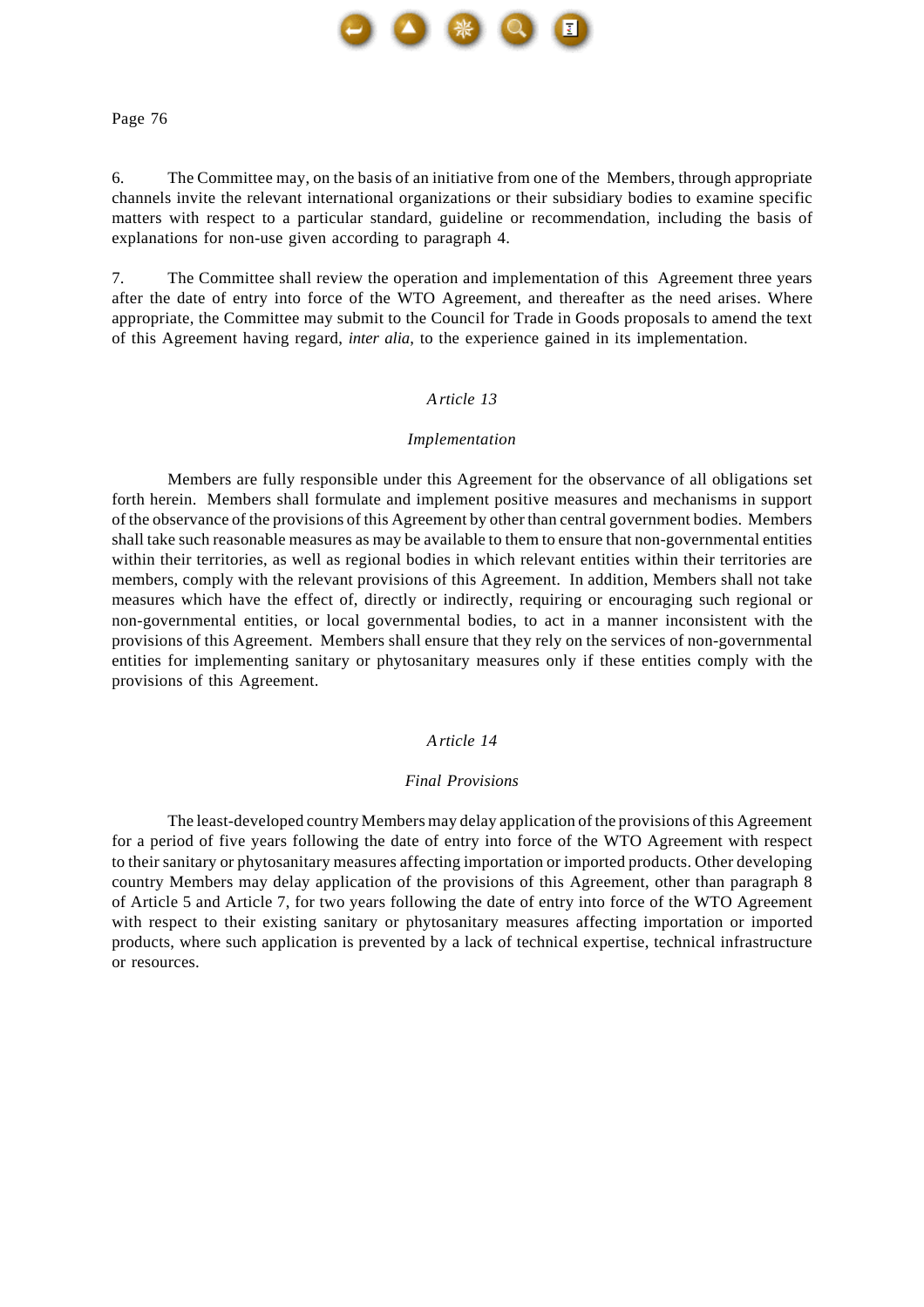6. The Committee may, on the basis of an initiative from one of the Members, through appropriate channels invite the relevant international organizations or their subsidiary bodies to examine specific matters with respect to a particular standard, guideline or recommendation, including the basis of explanations for non-use given according to paragraph 4.

7. The Committee shall review the operation and implementation of this Agreement three years after the date of entry into force of the WTO Agreement, and thereafter as the need arises. Where appropriate, the Committee may submit to the Council for Trade in Goods proposals to amend the text of this Agreement having regard, *inter alia*, to the experience gained in its implementation.

## *Article 13*

### *Implementation*

Members are fully responsible under this Agreement for the observance of all obligations set forth herein. Members shall formulate and implement positive measures and mechanisms in support of the observance of the provisions of this Agreement by other than central government bodies. Members shall take such reasonable measures as may be available to them to ensure that non-governmental entities within their territories, as well as regional bodies in which relevant entities within their territories are members, comply with the relevant provisions of this Agreement. In addition, Members shall not take measures which have the effect of, directly or indirectly, requiring or encouraging such regional or non-governmental entities, or local governmental bodies, to act in a manner inconsistent with the provisions of this Agreement. Members shall ensure that they rely on the services of non-governmental entities for implementing sanitary or phytosanitary measures only if these entities comply with the provisions of this Agreement.

## *Article 14*

### *Final Provisions*

The least-developed country Members may delay application of the provisions of this Agreement for a period of five years following the date of entry into force of the WTO Agreement with respect to their sanitary or phytosanitary measures affecting importation or imported products. Other developing country Members may delay application of the provisions of this Agreement, other than paragraph 8 of Article 5 and Article 7, for two years following the date of entry into force of the WTO Agreement with respect to their existing sanitary or phytosanitary measures affecting importation or imported products, where such application is prevented by a lack of technical expertise, technical infrastructure or resources.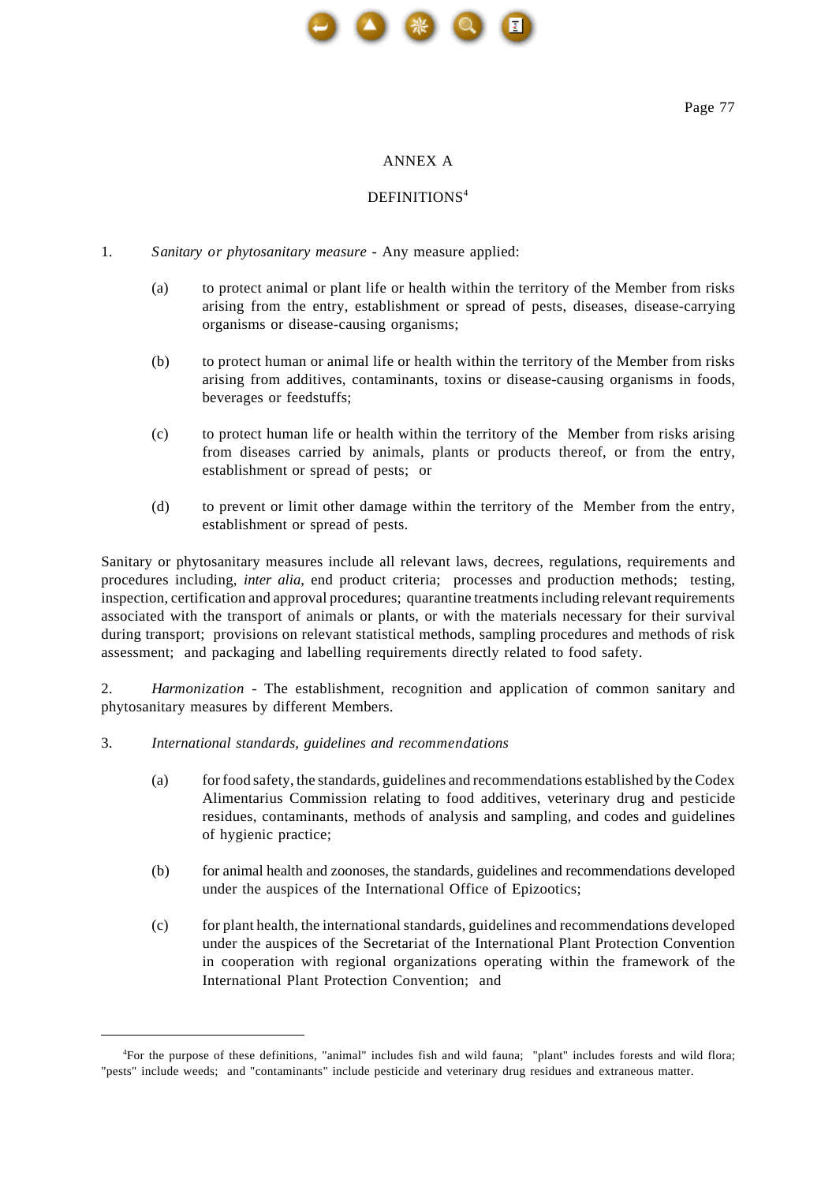# ANNEX A

## DEFINITIONS[4]

1. *Sanitary or phytosanitary measure* - Any measure applied:

   (a) to protect animal or plant life or health within the territory of the Member from risks arising from the entry, establishment or spread of pests, diseases, disease-carrying organisms or disease-causing organisms;

   (b) to protect human or animal life or health within the territory of the Member from risks arising from additives, contaminants, toxins or disease-causing organisms in foods, beverages or feedstuffs;

   (c) to protect human life or health within the territory of the Member from risks arising from diseases carried by animals, plants or products thereof, or from the entry, establishment or spread of pests; or

   (d) to prevent or limit other damage within the territory of the Member from the entry, establishment or spread of pests.

Sanitary or phytosanitary measures include all relevant laws, decrees, regulations, requirements and procedures including, *inter alia*, end product criteria; processes and production methods; testing, inspection, certification and approval procedures; quarantine treatments including relevant requirements associated with the transport of animals or plants, or with the materials necessary for their survival during transport; provisions on relevant statistical methods, sampling procedures and methods of risk assessment; and packaging and labelling requirements directly related to food safety.

2. *Harmonization* - The establishment, recognition and application of common sanitary and phytosanitary measures by different Members.

3. *International standards, guidelines and recommendations*

   (a) for food safety, the standards, guidelines and recommendations established by the Codex Alimentarius Commission relating to food additives, veterinary drug and pesticide residues, contaminants, methods of analysis and sampling, and codes and guidelines of hygienic practice;

   (b) for animal health and zoonoses, the standards, guidelines and recommendations developed under the auspices of the International Office of Epizootics;

   (c) for plant health, the international standards, guidelines and recommendations developed under the auspices of the Secretariat of the International Plant Protection Convention in cooperation with regional organizations operating within the framework of the International Plant Protection Convention; and

---

[4]For the purpose of these definitions, "animal" includes fish and wild fauna; "plant" includes forests and wild flora; "pests" include weeds; and "contaminants" include pesticide and veterinary drug residues and extraneous matter.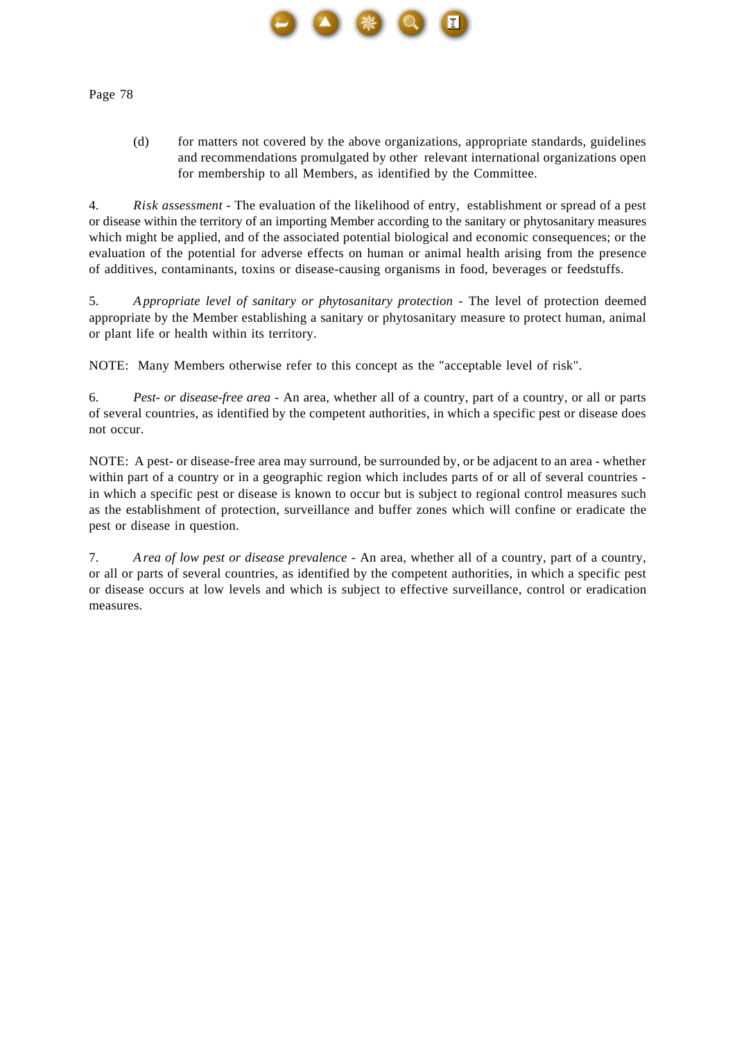(d) for matters not covered by the above organizations, appropriate standards, guidelines and recommendations promulgated by other relevant international organizations open for membership to all Members, as identified by the Committee.

4. *Risk assessment* - The evaluation of the likelihood of entry, establishment or spread of a pest or disease within the territory of an importing Member according to the sanitary or phytosanitary measures which might be applied, and of the associated potential biological and economic consequences; or the evaluation of the potential for adverse effects on human or animal health arising from the presence of additives, contaminants, toxins or disease-causing organisms in food, beverages or feedstuffs.

5. *Appropriate level of sanitary or phytosanitary protection* - The level of protection deemed appropriate by the Member establishing a sanitary or phytosanitary measure to protect human, animal or plant life or health within its territory.

NOTE: Many Members otherwise refer to this concept as the "acceptable level of risk".

6. *Pest- or disease-free area* - An area, whether all of a country, part of a country, or all or parts of several countries, as identified by the competent authorities, in which a specific pest or disease does not occur.

NOTE: A pest- or disease-free area may surround, be surrounded by, or be adjacent to an area - whether within part of a country or in a geographic region which includes parts of or all of several countries - in which a specific pest or disease is known to occur but is subject to regional control measures such as the establishment of protection, surveillance and buffer zones which will confine or eradicate the pest or disease in question.

7. *Area of low pest or disease prevalence* - An area, whether all of a country, part of a country, or all or parts of several countries, as identified by the competent authorities, in which a specific pest or disease occurs at low levels and which is subject to effective surveillance, control or eradication measures.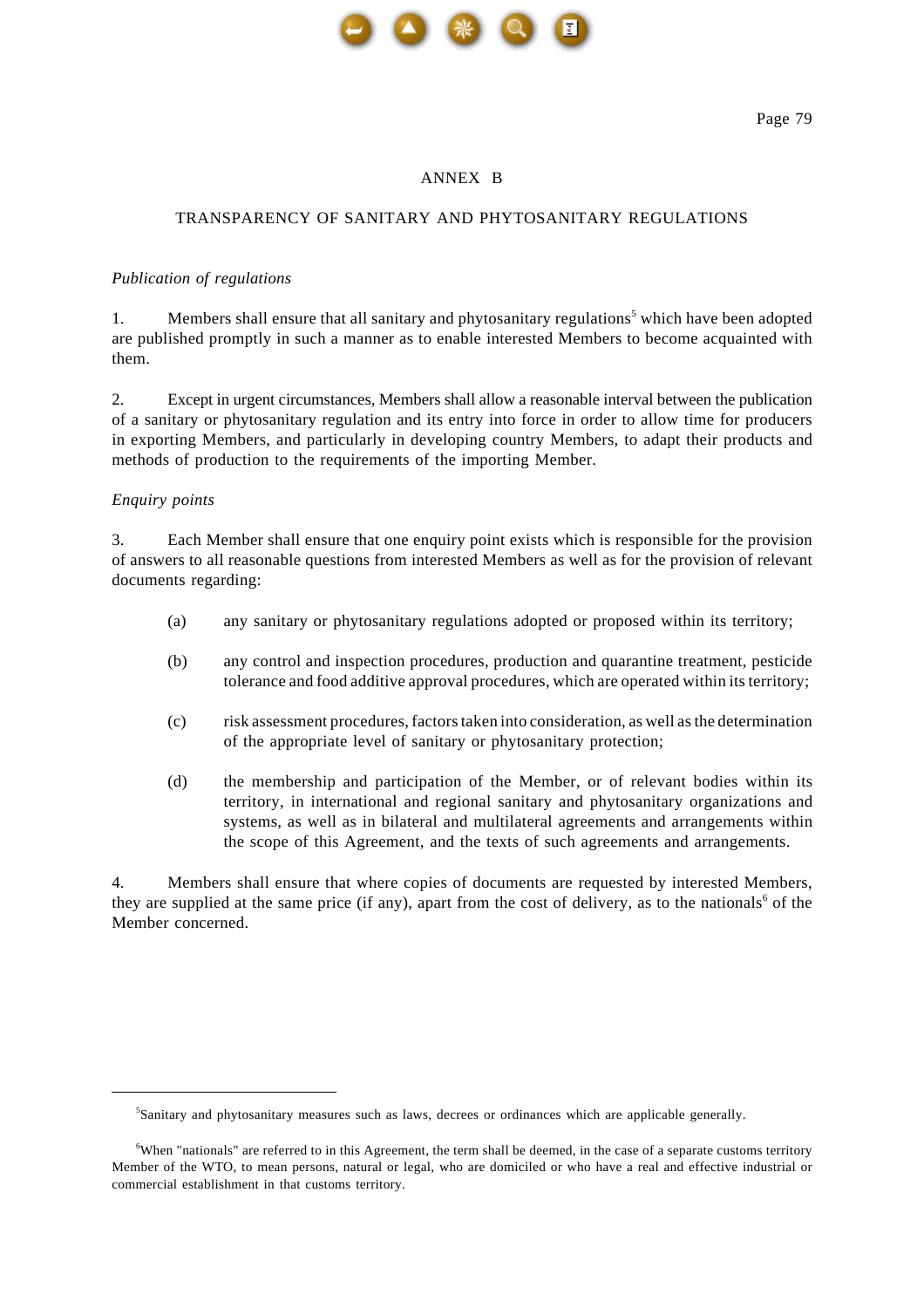# ANNEX B

## TRANSPARENCY OF SANITARY AND PHYTOSANITARY REGULATIONS

*Publication of regulations*

1. Members shall ensure that all sanitary and phytosanitary regulations[5] which have been adopted are published promptly in such a manner as to enable interested Members to become acquainted with them.

2. Except in urgent circumstances, Members shall allow a reasonable interval between the publication of a sanitary or phytosanitary regulation and its entry into force in order to allow time for producers in exporting Members, and particularly in developing country Members, to adapt their products and methods of production to the requirements of the importing Member.

*Enquiry points*

3. Each Member shall ensure that one enquiry point exists which is responsible for the provision of answers to all reasonable questions from interested Members as well as for the provision of relevant documents regarding:

(a) any sanitary or phytosanitary regulations adopted or proposed within its territory;

(b) any control and inspection procedures, production and quarantine treatment, pesticide tolerance and food additive approval procedures, which are operated within its territory;

(c) risk assessment procedures, factors taken into consideration, as well as the determination of the appropriate level of sanitary or phytosanitary protection;

(d) the membership and participation of the Member, or of relevant bodies within its territory, in international and regional sanitary and phytosanitary organizations and systems, as well as in bilateral and multilateral agreements and arrangements within the scope of this Agreement, and the texts of such agreements and arrangements.

4. Members shall ensure that where copies of documents are requested by interested Members, they are supplied at the same price (if any), apart from the cost of delivery, as to the nationals[6] of the Member concerned.

---

[5] Sanitary and phytosanitary measures such as laws, decrees or ordinances which are applicable generally.

[6] When "nationals" are referred to in this Agreement, the term shall be deemed, in the case of a separate customs territory Member of the WTO, to mean persons, natural or legal, who are domiciled or who have a real and effective industrial or commercial establishment in that customs territory.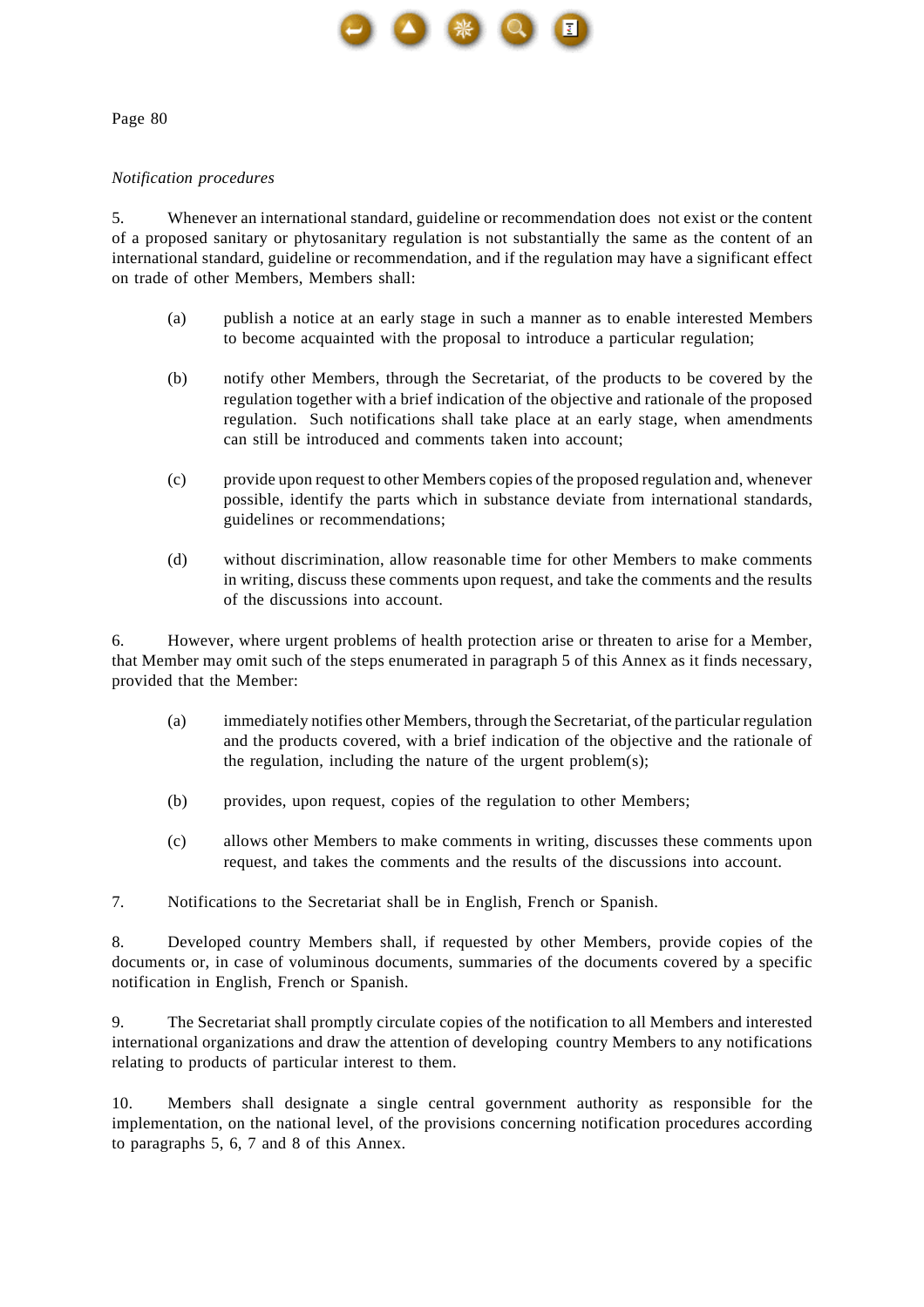*Notification procedures*

5. Whenever an international standard, guideline or recommendation does not exist or the content of a proposed sanitary or phytosanitary regulation is not substantially the same as the content of an international standard, guideline or recommendation, and if the regulation may have a significant effect on trade of other Members, Members shall:

(a) publish a notice at an early stage in such a manner as to enable interested Members to become acquainted with the proposal to introduce a particular regulation;

(b) notify other Members, through the Secretariat, of the products to be covered by the regulation together with a brief indication of the objective and rationale of the proposed regulation. Such notifications shall take place at an early stage, when amendments can still be introduced and comments taken into account;

(c) provide upon request to other Members copies of the proposed regulation and, whenever possible, identify the parts which in substance deviate from international standards, guidelines or recommendations;

(d) without discrimination, allow reasonable time for other Members to make comments in writing, discuss these comments upon request, and take the comments and the results of the discussions into account.

6. However, where urgent problems of health protection arise or threaten to arise for a Member, that Member may omit such of the steps enumerated in paragraph 5 of this Annex as it finds necessary, provided that the Member:

(a) immediately notifies other Members, through the Secretariat, of the particular regulation and the products covered, with a brief indication of the objective and the rationale of the regulation, including the nature of the urgent problem(s);

(b) provides, upon request, copies of the regulation to other Members;

(c) allows other Members to make comments in writing, discusses these comments upon request, and takes the comments and the results of the discussions into account.

7. Notifications to the Secretariat shall be in English, French or Spanish.

8. Developed country Members shall, if requested by other Members, provide copies of the documents or, in case of voluminous documents, summaries of the documents covered by a specific notification in English, French or Spanish.

9. The Secretariat shall promptly circulate copies of the notification to all Members and interested international organizations and draw the attention of developing country Members to any notifications relating to products of particular interest to them.

10. Members shall designate a single central government authority as responsible for the implementation, on the national level, of the provisions concerning notification procedures according to paragraphs 5, 6, 7 and 8 of this Annex.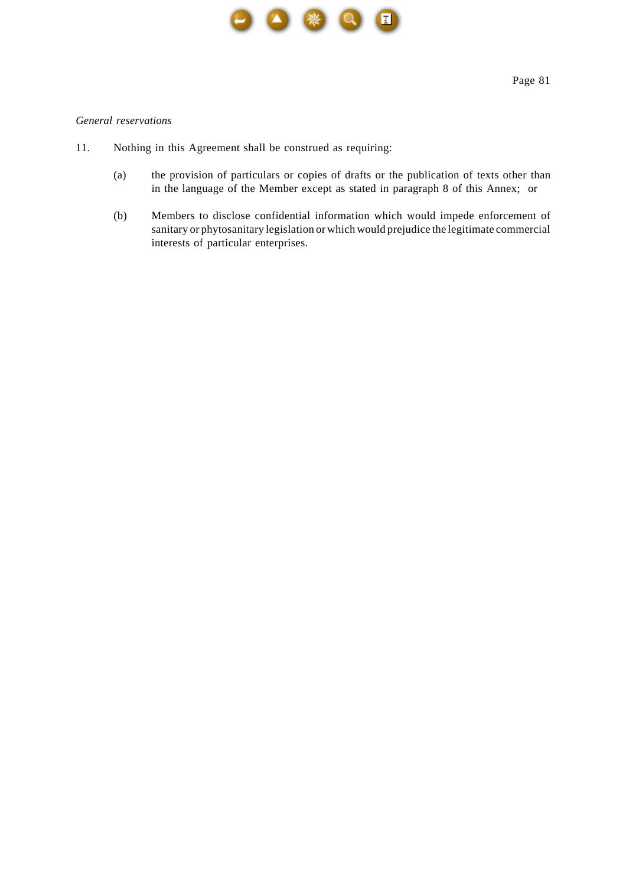*General reservations*

11. Nothing in this Agreement shall be construed as requiring:

    (a) the provision of particulars or copies of drafts or the publication of texts other than in the language of the Member except as stated in paragraph 8 of this Annex; or

    (b) Members to disclose confidential information which would impede enforcement of sanitary or phytosanitary legislation or which would prejudice the legitimate commercial interests of particular enterprises.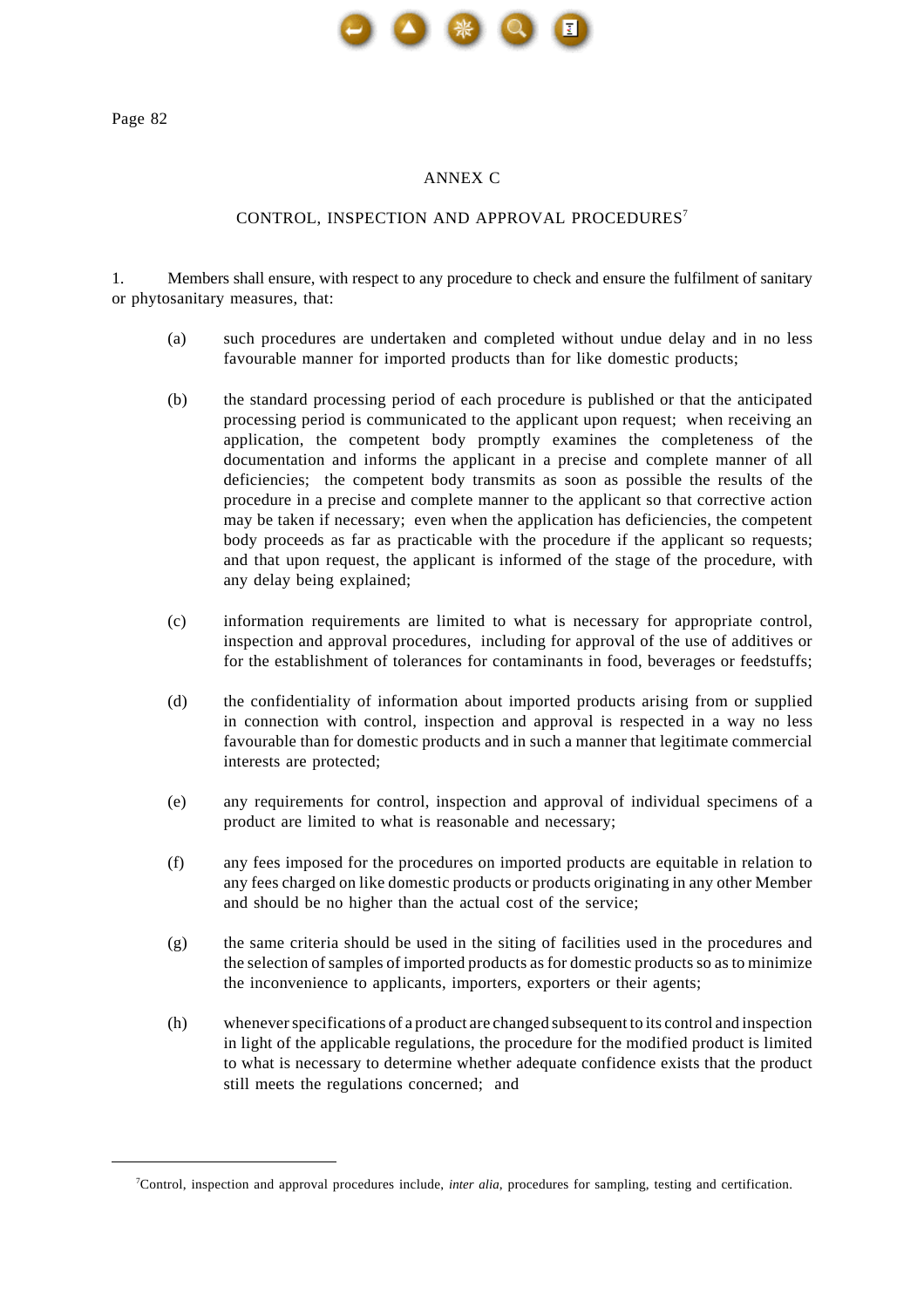# ANNEX C

## CONTROL, INSPECTION AND APPROVAL PROCEDURES[7]

1. Members shall ensure, with respect to any procedure to check and ensure the fulfilment of sanitary or phytosanitary measures, that:

   (a) such procedures are undertaken and completed without undue delay and in no less favourable manner for imported products than for like domestic products;

   (b) the standard processing period of each procedure is published or that the anticipated processing period is communicated to the applicant upon request; when receiving an application, the competent body promptly examines the completeness of the documentation and informs the applicant in a precise and complete manner of all deficiencies; the competent body transmits as soon as possible the results of the procedure in a precise and complete manner to the applicant so that corrective action may be taken if necessary; even when the application has deficiencies, the competent body proceeds as far as practicable with the procedure if the applicant so requests; and that upon request, the applicant is informed of the stage of the procedure, with any delay being explained;

   (c) information requirements are limited to what is necessary for appropriate control, inspection and approval procedures, including for approval of the use of additives or for the establishment of tolerances for contaminants in food, beverages or feedstuffs;

   (d) the confidentiality of information about imported products arising from or supplied in connection with control, inspection and approval is respected in a way no less favourable than for domestic products and in such a manner that legitimate commercial interests are protected;

   (e) any requirements for control, inspection and approval of individual specimens of a product are limited to what is reasonable and necessary;

   (f) any fees imposed for the procedures on imported products are equitable in relation to any fees charged on like domestic products or products originating in any other Member and should be no higher than the actual cost of the service;

   (g) the same criteria should be used in the siting of facilities used in the procedures and the selection of samples of imported products as for domestic products so as to minimize the inconvenience to applicants, importers, exporters or their agents;

   (h) whenever specifications of a product are changed subsequent to its control and inspection in light of the applicable regulations, the procedure for the modified product is limited to what is necessary to determine whether adequate confidence exists that the product still meets the regulations concerned; and

---

[7] Control, inspection and approval procedures include, *inter alia*, procedures for sampling, testing and certification.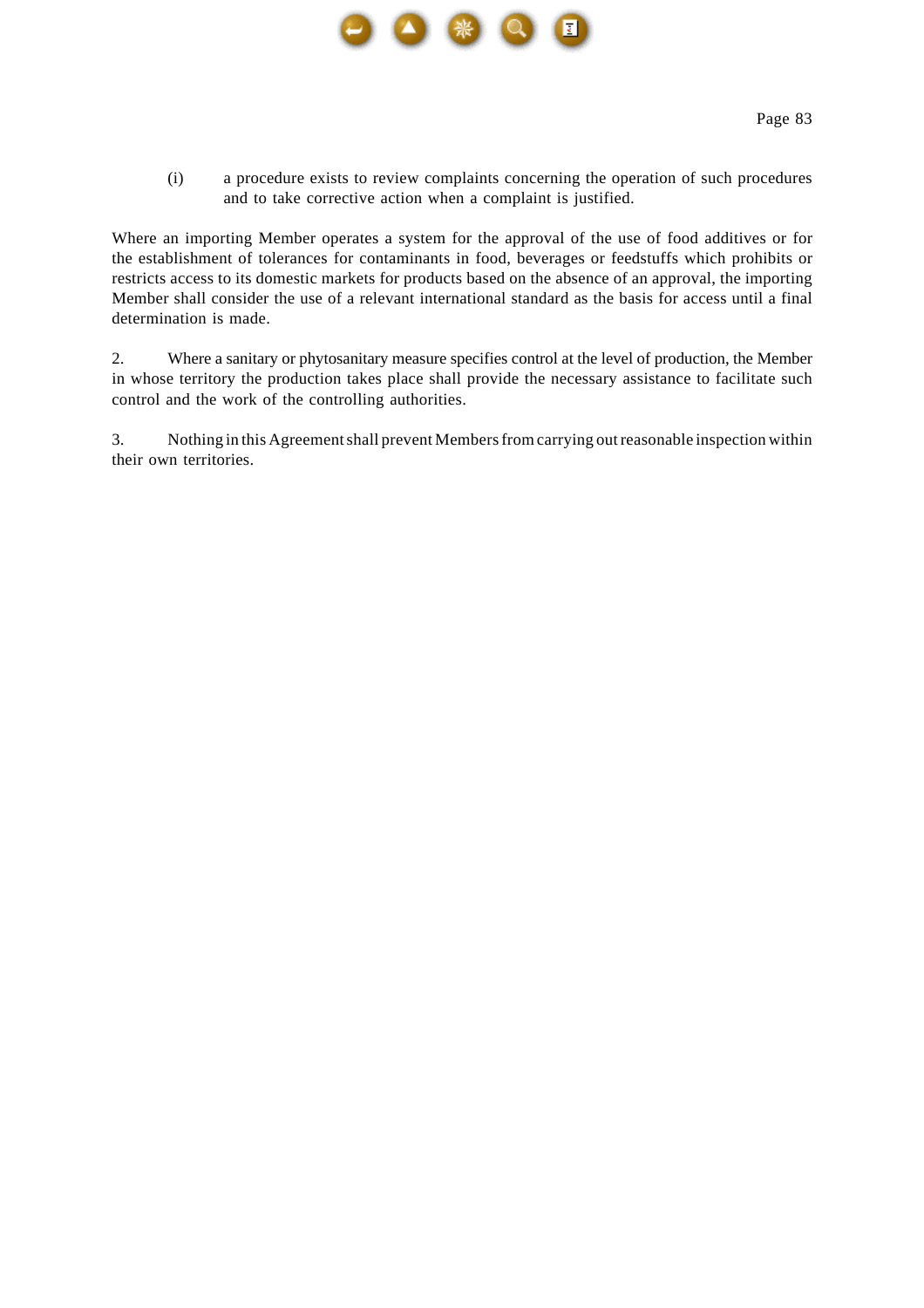(i) a procedure exists to review complaints concerning the operation of such procedures and to take corrective action when a complaint is justified.

Where an importing Member operates a system for the approval of the use of food additives or for the establishment of tolerances for contaminants in food, beverages or feedstuffs which prohibits or restricts access to its domestic markets for products based on the absence of an approval, the importing Member shall consider the use of a relevant international standard as the basis for access until a final determination is made.

2. Where a sanitary or phytosanitary measure specifies control at the level of production, the Member in whose territory the production takes place shall provide the necessary assistance to facilitate such control and the work of the controlling authorities.

3. Nothing in this Agreement shall prevent Members from carrying out reasonable inspection within their own territories.